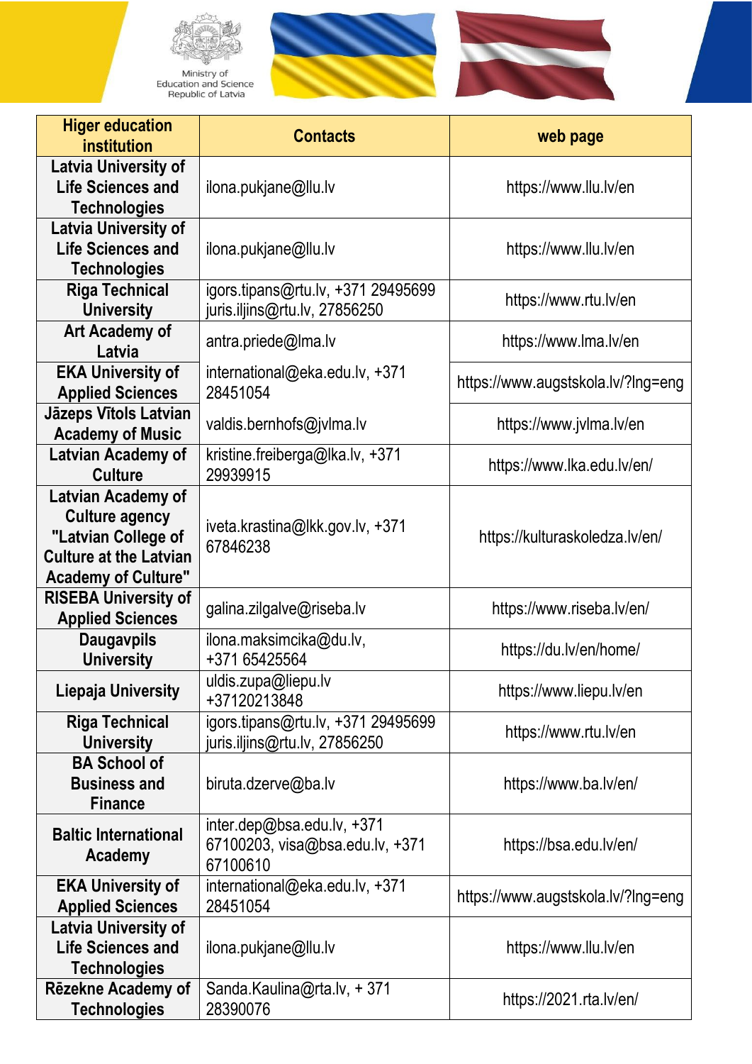Ministry of Education and Science Republic of Latvia

| Higer education institution | Contacts | web page |
|---|---|---|
| Latvia University of Life Sciences and Technologies | ilona.pukjane@llu.lv | https://www.llu.lv/en |
| Latvia University of Life Sciences and Technologies | ilona.pukjane@llu.lv | https://www.llu.lv/en |
| Riga Technical University | igors.tipans@rtu.lv, +371 29495699 juris.iljins@rtu.lv, 27856250 | https://www.rtu.lv/en |
| Art Academy of Latvia | antra.priede@lma.lv | https://www.lma.lv/en |
| EKA University of Applied Sciences | international@eka.edu.lv, +371 28451054 | https://www.augstskola.lv/?lng=eng |
| Jāzeps Vītols Latvian Academy of Music | valdis.bernhofs@jvlma.lv | https://www.jvlma.lv/en |
| Latvian Academy of Culture | kristine.freiberga@lka.lv, +371 29939915 | https://www.lka.edu.lv/en/ |
| Latvian Academy of Culture agency "Latvian College of Culture at the Latvian Academy of Culture" | iveta.krastina@lkk.gov.lv, +371 67846238 | https://kulturaskoledza.lv/en/ |
| RISEBA University of Applied Sciences | galina.zilgalve@riseba.lv | https://www.riseba.lv/en/ |
| Daugavpils University | ilona.maksimcika@du.lv, +371 65425564 | https://du.lv/en/home/ |
| Liepaja University | uldis.zupa@liepu.lv +37120213848 | https://www.liepu.lv/en |
| Riga Technical University | igors.tipans@rtu.lv, +371 29495699 juris.iljins@rtu.lv, 27856250 | https://www.rtu.lv/en |
| BA School of Business and Finance | biruta.dzerve@ba.lv | https://www.ba.lv/en/ |
| Baltic International Academy | inter.dep@bsa.edu.lv, +371 67100203, visa@bsa.edu.lv, +371 67100610 | https://bsa.edu.lv/en/ |
| EKA University of Applied Sciences | international@eka.edu.lv, +371 28451054 | https://www.augstskola.lv/?lng=eng |
| Latvia University of Life Sciences and Technologies | ilona.pukjane@llu.lv | https://www.llu.lv/en |
| Rēzekne Academy of Technologies | Sanda.Kaulina@rta.lv, + 371 28390076 | https://2021.rta.lv/en/ |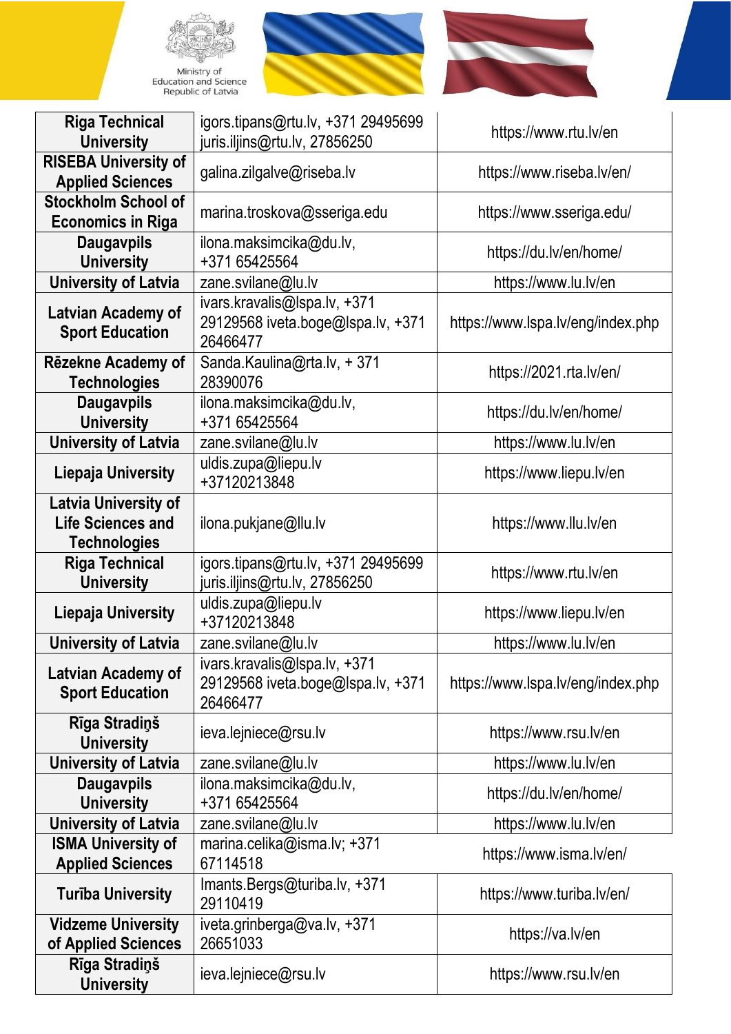| Riga Technical University | igors.tipans@rtu.lv, +371 29495699 juris.iljins@rtu.lv, 27856250 | https://www.rtu.lv/en |
|---|---|---|
| RISEBA University of Applied Sciences | galina.zilgalve@riseba.lv | https://www.riseba.lv/en/ |
| Stockholm School of Economics in Riga | marina.troskova@sseriga.edu | https://www.sseriga.edu/ |
| Daugavpils University | ilona.maksimcika@du.lv, +371 65425564 | https://du.lv/en/home/ |
| University of Latvia | zane.svilane@lu.lv | https://www.lu.lv/en |
| Latvian Academy of Sport Education | ivars.kravalis@lspa.lv, +371 29129568 iveta.boge@lspa.lv, +371 26466477 | https://www.lspa.lv/eng/index.php |
| Rēzekne Academy of Technologies | Sanda.Kaulina@rta.lv, + 371 28390076 | https://2021.rta.lv/en/ |
| Daugavpils University | ilona.maksimcika@du.lv, +371 65425564 | https://du.lv/en/home/ |
| University of Latvia | zane.svilane@lu.lv | https://www.lu.lv/en |
| Liepaja University | uldis.zupa@liepu.lv +37120213848 | https://www.liepu.lv/en |
| Latvia University of Life Sciences and Technologies | ilona.pukjane@llu.lv | https://www.llu.lv/en |
| Riga Technical University | igors.tipans@rtu.lv, +371 29495699 juris.iljins@rtu.lv, 27856250 | https://www.rtu.lv/en |
| Liepaja University | uldis.zupa@liepu.lv +37120213848 | https://www.liepu.lv/en |
| University of Latvia | zane.svilane@lu.lv | https://www.lu.lv/en |
| Latvian Academy of Sport Education | ivars.kravalis@lspa.lv, +371 29129568 iveta.boge@lspa.lv, +371 26466477 | https://www.lspa.lv/eng/index.php |
| Rīga Stradiņš University | ieva.lejniece@rsu.lv | https://www.rsu.lv/en |
| University of Latvia | zane.svilane@lu.lv | https://www.lu.lv/en |
| Daugavpils University | ilona.maksimcika@du.lv, +371 65425564 | https://du.lv/en/home/ |
| University of Latvia | zane.svilane@lu.lv | https://www.lu.lv/en |
| ISMA University of Applied Sciences | marina.celika@isma.lv; +371 67114518 | https://www.isma.lv/en/ |
| Turība University | Imants.Bergs@turiba.lv, +371 29110419 | https://www.turiba.lv/en/ |
| Vidzeme University of Applied Sciences | iveta.grinberga@va.lv, +371 26651033 | https://va.lv/en |
| Rīga Stradiņš University | ieva.lejniece@rsu.lv | https://www.rsu.lv/en |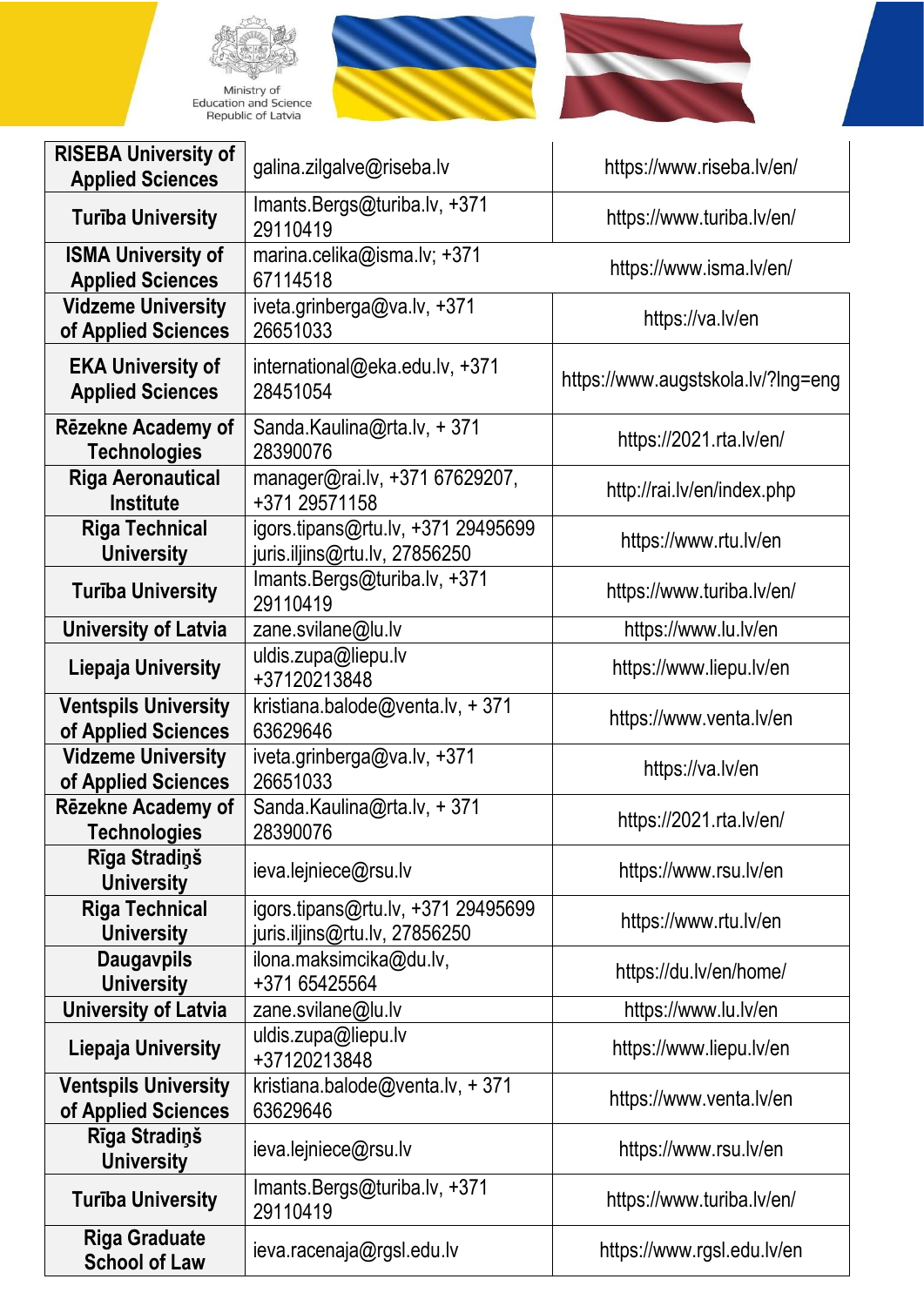Ministry of Education and Science Republic of Latvia

| | | |
|---|---|---|
| RISEBA University of Applied Sciences | galina.zilgalve@riseba.lv | https://www.riseba.lv/en/ |
| Turība University | Imants.Bergs@turiba.lv, +371 29110419 | https://www.turiba.lv/en/ |
| ISMA University of Applied Sciences | marina.celika@isma.lv; +371 67114518 | https://www.isma.lv/en/ |
| Vidzeme University of Applied Sciences | iveta.grinberga@va.lv, +371 26651033 | https://va.lv/en |
| EKA University of Applied Sciences | international@eka.edu.lv, +371 28451054 | https://www.augstskola.lv/?lng=eng |
| Rēzekne Academy of Technologies | Sanda.Kaulina@rta.lv, + 371 28390076 | https://2021.rta.lv/en/ |
| Riga Aeronautical Institute | manager@rai.lv, +371 67629207, +371 29571158 | http://rai.lv/en/index.php |
| Riga Technical University | igors.tipans@rtu.lv, +371 29495699 juris.iljins@rtu.lv, 27856250 | https://www.rtu.lv/en |
| Turība University | Imants.Bergs@turiba.lv, +371 29110419 | https://www.turiba.lv/en/ |
| University of Latvia | zane.svilane@lu.lv | https://www.lu.lv/en |
| Liepaja University | uldis.zupa@liepu.lv +37120213848 | https://www.liepu.lv/en |
| Ventspils University of Applied Sciences | kristiana.balode@venta.lv, + 371 63629646 | https://www.venta.lv/en |
| Vidzeme University of Applied Sciences | iveta.grinberga@va.lv, +371 26651033 | https://va.lv/en |
| Rēzekne Academy of Technologies | Sanda.Kaulina@rta.lv, + 371 28390076 | https://2021.rta.lv/en/ |
| Rīga Stradiņš University | ieva.lejniece@rsu.lv | https://www.rsu.lv/en |
| Riga Technical University | igors.tipans@rtu.lv, +371 29495699 juris.iljins@rtu.lv, 27856250 | https://www.rtu.lv/en |
| Daugavpils University | ilona.maksimcika@du.lv, +371 65425564 | https://du.lv/en/home/ |
| University of Latvia | zane.svilane@lu.lv | https://www.lu.lv/en |
| Liepaja University | uldis.zupa@liepu.lv +37120213848 | https://www.liepu.lv/en |
| Ventspils University of Applied Sciences | kristiana.balode@venta.lv, + 371 63629646 | https://www.venta.lv/en |
| Rīga Stradiņš University | ieva.lejniece@rsu.lv | https://www.rsu.lv/en |
| Turība University | Imants.Bergs@turiba.lv, +371 29110419 | https://www.turiba.lv/en/ |
| Riga Graduate School of Law | ieva.racenaja@rgsl.edu.lv | https://www.rgsl.edu.lv/en |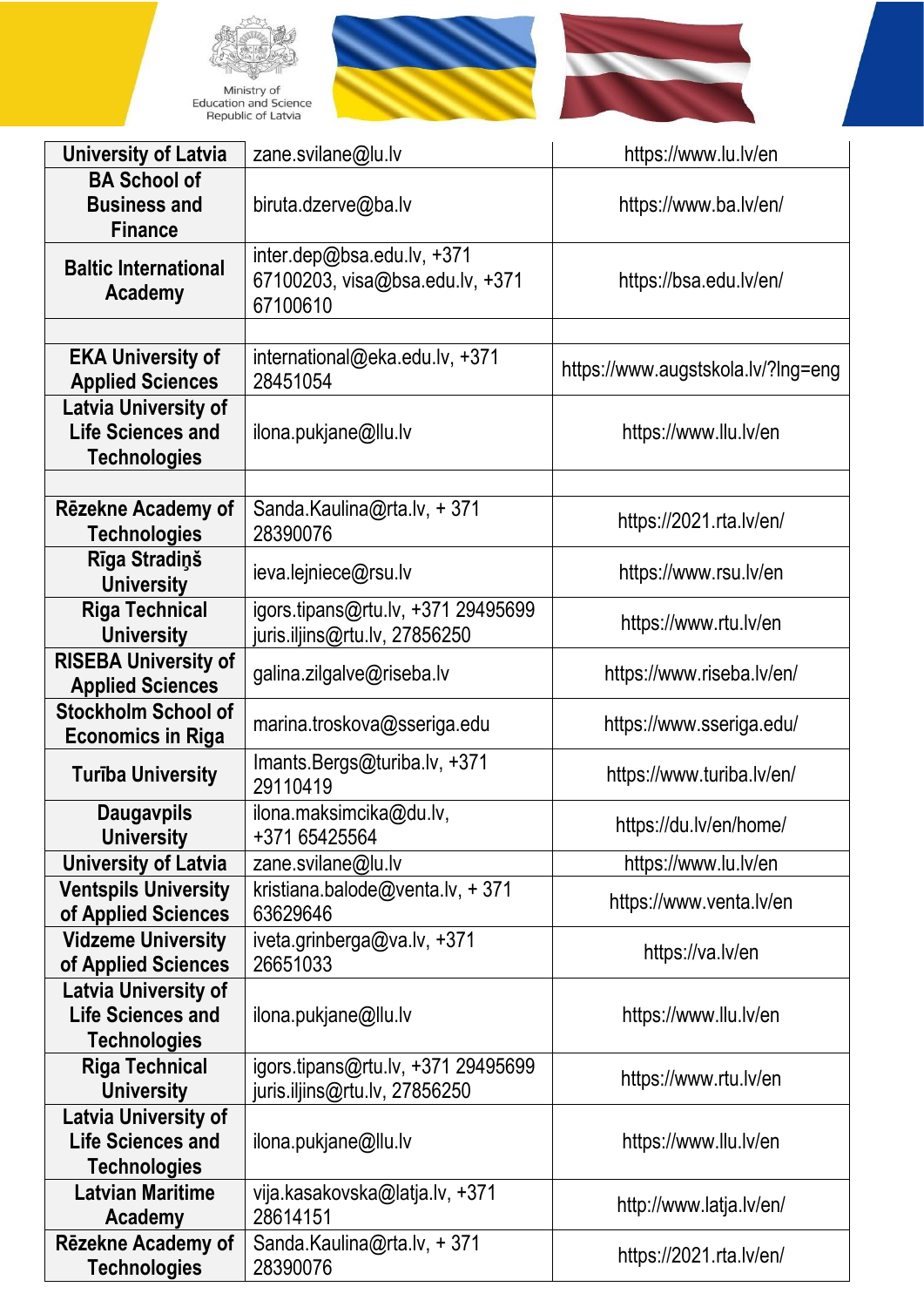| University of Latvia | zane.svilane@lu.lv | https://www.lu.lv/en |
|---|---|---|
| BA School of Business and Finance | biruta.dzerve@ba.lv | https://www.ba.lv/en/ |
| Baltic International Academy | inter.dep@bsa.edu.lv, +371 67100203, visa@bsa.edu.lv, +371 67100610 | https://bsa.edu.lv/en/ |
| | | |
| EKA University of Applied Sciences | international@eka.edu.lv, +371 28451054 | https://www.augstskola.lv/?lng=eng |
| Latvia University of Life Sciences and Technologies | ilona.pukjane@llu.lv | https://www.llu.lv/en |
| | | |
| Rēzekne Academy of Technologies | Sanda.Kaulina@rta.lv, + 371 28390076 | https://2021.rta.lv/en/ |
| Rīga Stradiņš University | ieva.lejniece@rsu.lv | https://www.rsu.lv/en |
| Riga Technical University | igors.tipans@rtu.lv, +371 29495699 juris.iljins@rtu.lv, 27856250 | https://www.rtu.lv/en |
| RISEBA University of Applied Sciences | galina.zilgalve@riseba.lv | https://www.riseba.lv/en/ |
| Stockholm School of Economics in Riga | marina.troskova@sseriga.edu | https://www.sseriga.edu/ |
| Turība University | Imants.Bergs@turiba.lv, +371 29110419 | https://www.turiba.lv/en/ |
| Daugavpils University | ilona.maksimcika@du.lv, +371 65425564 | https://du.lv/en/home/ |
| University of Latvia | zane.svilane@lu.lv | https://www.lu.lv/en |
| Ventspils University of Applied Sciences | kristiana.balode@venta.lv, + 371 63629646 | https://www.venta.lv/en |
| Vidzeme University of Applied Sciences | iveta.grinberga@va.lv, +371 26651033 | https://va.lv/en |
| Latvia University of Life Sciences and Technologies | ilona.pukjane@llu.lv | https://www.llu.lv/en |
| Riga Technical University | igors.tipans@rtu.lv, +371 29495699 juris.iljins@rtu.lv, 27856250 | https://www.rtu.lv/en |
| Latvia University of Life Sciences and Technologies | ilona.pukjane@llu.lv | https://www.llu.lv/en |
| Latvian Maritime Academy | vija.kasakovska@latja.lv, +371 28614151 | http://www.latja.lv/en/ |
| Rēzekne Academy of Technologies | Sanda.Kaulina@rta.lv, + 371 28390076 | https://2021.rta.lv/en/ |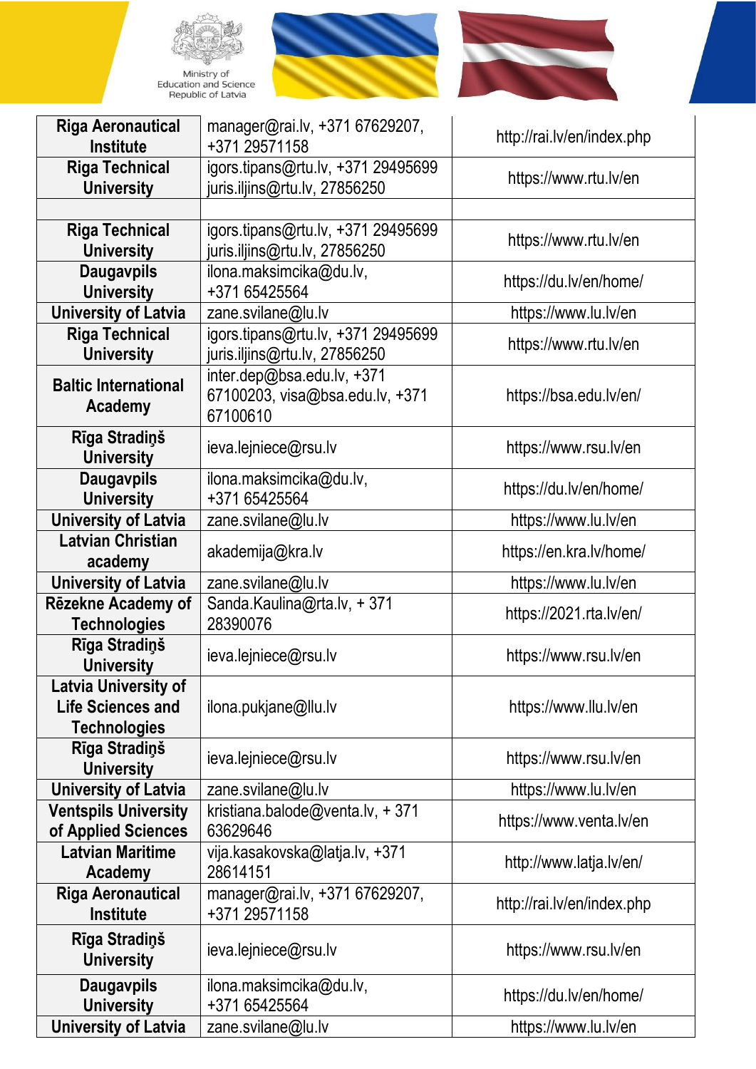Ministry of Education and Science Republic of Latvia

| | | |
|---|---|---|
| Riga Aeronautical Institute | manager@rai.lv, +371 67629207, +371 29571158 | http://rai.lv/en/index.php |
| Riga Technical University | igors.tipans@rtu.lv, +371 29495699 juris.iljins@rtu.lv, 27856250 | https://www.rtu.lv/en |
| | | |
| Riga Technical University | igors.tipans@rtu.lv, +371 29495699 juris.iljins@rtu.lv, 27856250 | https://www.rtu.lv/en |
| Daugavpils University | ilona.maksimcika@du.lv, +371 65425564 | https://du.lv/en/home/ |
| University of Latvia | zane.svilane@lu.lv | https://www.lu.lv/en |
| Riga Technical University | igors.tipans@rtu.lv, +371 29495699 juris.iljins@rtu.lv, 27856250 | https://www.rtu.lv/en |
| Baltic International Academy | inter.dep@bsa.edu.lv, +371 67100203, visa@bsa.edu.lv, +371 67100610 | https://bsa.edu.lv/en/ |
| Rīga Stradiņš University | ieva.lejniece@rsu.lv | https://www.rsu.lv/en |
| Daugavpils University | ilona.maksimcika@du.lv, +371 65425564 | https://du.lv/en/home/ |
| University of Latvia | zane.svilane@lu.lv | https://www.lu.lv/en |
| Latvian Christian academy | akademija@kra.lv | https://en.kra.lv/home/ |
| University of Latvia | zane.svilane@lu.lv | https://www.lu.lv/en |
| Rēzekne Academy of Technologies | Sanda.Kaulina@rta.lv, + 371 28390076 | https://2021.rta.lv/en/ |
| Rīga Stradiņš University | ieva.lejniece@rsu.lv | https://www.rsu.lv/en |
| Latvia University of Life Sciences and Technologies | ilona.pukjane@llu.lv | https://www.llu.lv/en |
| Rīga Stradiņš University | ieva.lejniece@rsu.lv | https://www.rsu.lv/en |
| University of Latvia | zane.svilane@lu.lv | https://www.lu.lv/en |
| Ventspils University of Applied Sciences | kristiana.balode@venta.lv, + 371 63629646 | https://www.venta.lv/en |
| Latvian Maritime Academy | vija.kasakovska@latja.lv, +371 28614151 | http://www.latja.lv/en/ |
| Riga Aeronautical Institute | manager@rai.lv, +371 67629207, +371 29571158 | http://rai.lv/en/index.php |
| Rīga Stradiņš University | ieva.lejniece@rsu.lv | https://www.rsu.lv/en |
| Daugavpils University | ilona.maksimcika@du.lv, +371 65425564 | https://du.lv/en/home/ |
| University of Latvia | zane.svilane@lu.lv | https://www.lu.lv/en |